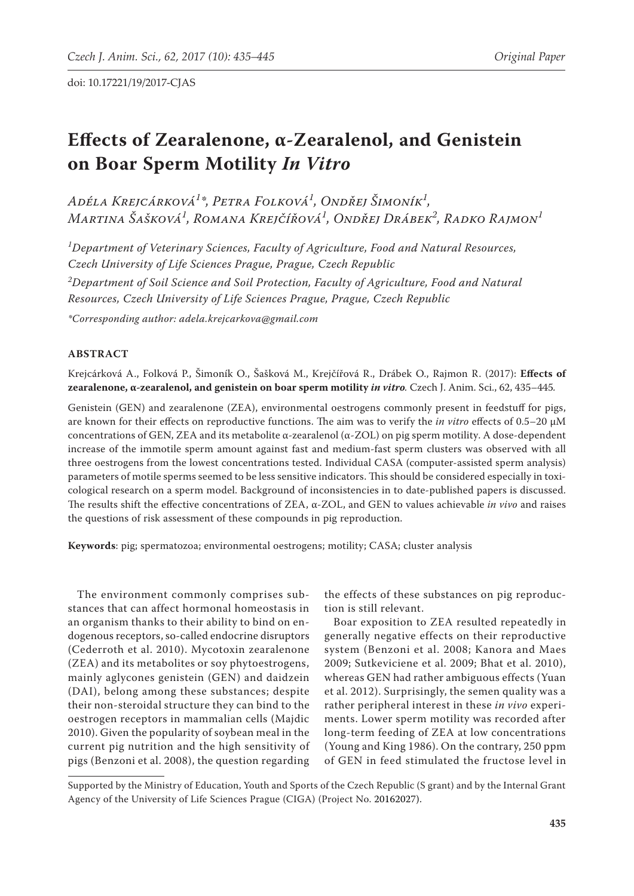doi: 10.17221/19/2017-CJAS

# Effects of Zearalenone, α-Zearalenol, and Genistein on Boar Sperm Motility *In Vitro*

*Adéla Krejcárková[1]\*, Petra Folková[1], Ondřej Šimoník[1], Martina Šašková[1], Romana Krejčířová[1], Ondřej Drábek[2], Radko Rajmon[1]*

[1]*Department of Veterinary Sciences, Faculty of Agriculture, Food and Natural Resources, Czech University of Life Sciences Prague, Prague, Czech Republic*

[2]*Department of Soil Science and Soil Protection, Faculty of Agriculture, Food and Natural Resources, Czech University of Life Sciences Prague, Prague, Czech Republic*

*\*Corresponding author: adela.krejcarkova@gmail.com*

## ABSTRACT

Krejcárková A., Folková P., Šimoník O., Šašková M., Krejčířová R., Drábek O., Rajmon R. (2017): **Effects of zearalenone, α-zearalenol, and genistein on boar sperm motility *in vitro*.** Czech J. Anim. Sci., 62, 435–445.

Genistein (GEN) and zearalenone (ZEA), environmental oestrogens commonly present in feedstuff for pigs, are known for their effects on reproductive functions. The aim was to verify the *in vitro* effects of 0.5–20 μM concentrations of GEN, ZEA and its metabolite α-zearalenol (α-ZOL) on pig sperm motility. A dose-dependent increase of the immotile sperm amount against fast and medium-fast sperm clusters was observed with all three oestrogens from the lowest concentrations tested. Individual CASA (computer-assisted sperm analysis) parameters of motile sperms seemed to be less sensitive indicators. This should be considered especially in toxicological research on a sperm model. Background of inconsistencies in to date-published papers is discussed. The results shift the effective concentrations of ZEA, α-ZOL, and GEN to values achievable *in vivo* and raises the questions of risk assessment of these compounds in pig reproduction.

**Keywords**: pig; spermatozoa; environmental oestrogens; motility; CASA; cluster analysis

The environment commonly comprises substances that can affect hormonal homeostasis in an organism thanks to their ability to bind on endogenous receptors, so-called endocrine disruptors (Cederroth et al. 2010). Mycotoxin zearalenone (ZEA) and its metabolites or soy phytoestrogens, mainly aglycones genistein (GEN) and daidzein (DAI), belong among these substances; despite their non-steroidal structure they can bind to the oestrogen receptors in mammalian cells (Majdic 2010). Given the popularity of soybean meal in the current pig nutrition and the high sensitivity of pigs (Benzoni et al. 2008), the question regarding the effects of these substances on pig reproduction is still relevant.

Boar exposition to ZEA resulted repeatedly in generally negative effects on their reproductive system (Benzoni et al. 2008; Kanora and Maes 2009; Sutkeviciene et al. 2009; Bhat et al. 2010), whereas GEN had rather ambiguous effects (Yuan et al. 2012). Surprisingly, the semen quality was a rather peripheral interest in these *in vivo* experiments. Lower sperm motility was recorded after long-term feeding of ZEA at low concentrations (Young and King 1986). On the contrary, 250 ppm of GEN in feed stimulated the fructose level in

Supported by the Ministry of Education, Youth and Sports of the Czech Republic (S grant) and by the Internal Grant Agency of the University of Life Sciences Prague (CIGA) (Project No. 20162027).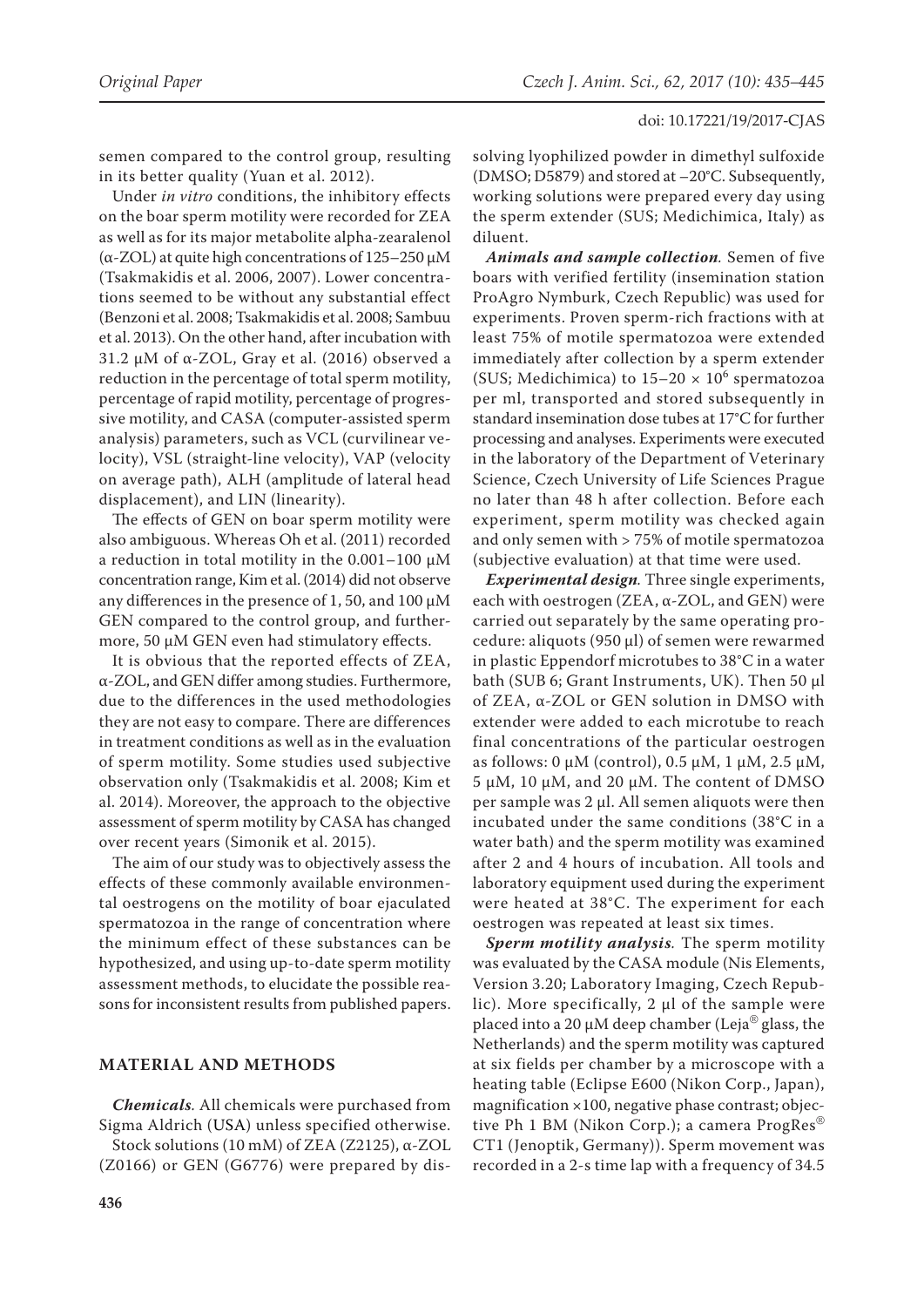semen compared to the control group, resulting in its better quality (Yuan et al. 2012).

Under *in vitro* conditions, the inhibitory effects on the boar sperm motility were recorded for ZEA as well as for its major metabolite alpha-zearalenol (α-ZOL) at quite high concentrations of 125–250 μM (Tsakmakidis et al. 2006, 2007). Lower concentrations seemed to be without any substantial effect (Benzoni et al. 2008; Tsakmakidis et al. 2008; Sambuu et al. 2013). On the other hand, after incubation with 31.2 μM of α-ZOL, Gray et al. (2016) observed a reduction in the percentage of total sperm motility, percentage of rapid motility, percentage of progressive motility, and CASA (computer-assisted sperm analysis) parameters, such as VCL (curvilinear velocity), VSL (straight-line velocity), VAP (velocity on average path), ALH (amplitude of lateral head displacement), and LIN (linearity).

The effects of GEN on boar sperm motility were also ambiguous. Whereas Oh et al. (2011) recorded a reduction in total motility in the 0.001–100 μM concentration range, Kim et al. (2014) did not observe any differences in the presence of 1, 50, and 100 μM GEN compared to the control group, and furthermore, 50 μM GEN even had stimulatory effects.

It is obvious that the reported effects of ZEA, α-ZOL, and GEN differ among studies. Furthermore, due to the differences in the used methodologies they are not easy to compare. There are differences in treatment conditions as well as in the evaluation of sperm motility. Some studies used subjective observation only (Tsakmakidis et al. 2008; Kim et al. 2014). Moreover, the approach to the objective assessment of sperm motility by CASA has changed over recent years (Simonik et al. 2015).

The aim of our study was to objectively assess the effects of these commonly available environmental oestrogens on the motility of boar ejaculated spermatozoa in the range of concentration where the minimum effect of these substances can be hypothesized, and using up-to-date sperm motility assessment methods, to elucidate the possible reasons for inconsistent results from published papers.

## MATERIAL AND METHODS

***Chemicals.*** All chemicals were purchased from Sigma Aldrich (USA) unless specified otherwise.

Stock solutions (10 mM) of ZEA (Z2125), α-ZOL (Z0166) or GEN (G6776) were prepared by dissolving lyophilized powder in dimethyl sulfoxide (DMSO; D5879) and stored at –20°C. Subsequently, working solutions were prepared every day using the sperm extender (SUS; Medichimica, Italy) as diluent.

***Animals and sample collection.*** Semen of five boars with verified fertility (insemination station ProAgro Nymburk, Czech Republic) was used for experiments. Proven sperm-rich fractions with at least 75% of motile spermatozoa were extended immediately after collection by a sperm extender (SUS; Medichimica) to $15–20 \times 10^6$ spermatozoa per ml, transported and stored subsequently in standard insemination dose tubes at 17°C for further processing and analyses. Experiments were executed in the laboratory of the Department of Veterinary Science, Czech University of Life Sciences Prague no later than 48 h after collection. Before each experiment, sperm motility was checked again and only semen with > 75% of motile spermatozoa (subjective evaluation) at that time were used.

***Experimental design.*** Three single experiments, each with oestrogen (ZEA, α-ZOL, and GEN) were carried out separately by the same operating procedure: aliquots (950 μl) of semen were rewarmed in plastic Eppendorf microtubes to 38°C in a water bath (SUB 6; Grant Instruments, UK). Then 50 μl of ZEA, α-ZOL or GEN solution in DMSO with extender were added to each microtube to reach final concentrations of the particular oestrogen as follows: 0 μM (control), 0.5 μM, 1 μM, 2.5 μM, 5 μM, 10 μM, and 20 μM. The content of DMSO per sample was 2 μl. All semen aliquots were then incubated under the same conditions (38°C in a water bath) and the sperm motility was examined after 2 and 4 hours of incubation. All tools and laboratory equipment used during the experiment were heated at 38°C. The experiment for each oestrogen was repeated at least six times.

***Sperm motility analysis.*** The sperm motility was evaluated by the CASA module (Nis Elements, Version 3.20; Laboratory Imaging, Czech Republic). More specifically, 2 μl of the sample were placed into a 20 μM deep chamber (Leja® glass, the Netherlands) and the sperm motility was captured at six fields per chamber by a microscope with a heating table (Eclipse E600 (Nikon Corp., Japan), magnification ×100, negative phase contrast; objective Ph 1 BM (Nikon Corp.); a camera ProgRes® CT1 (Jenoptik, Germany)). Sperm movement was recorded in a 2-s time lap with a frequency of 34.5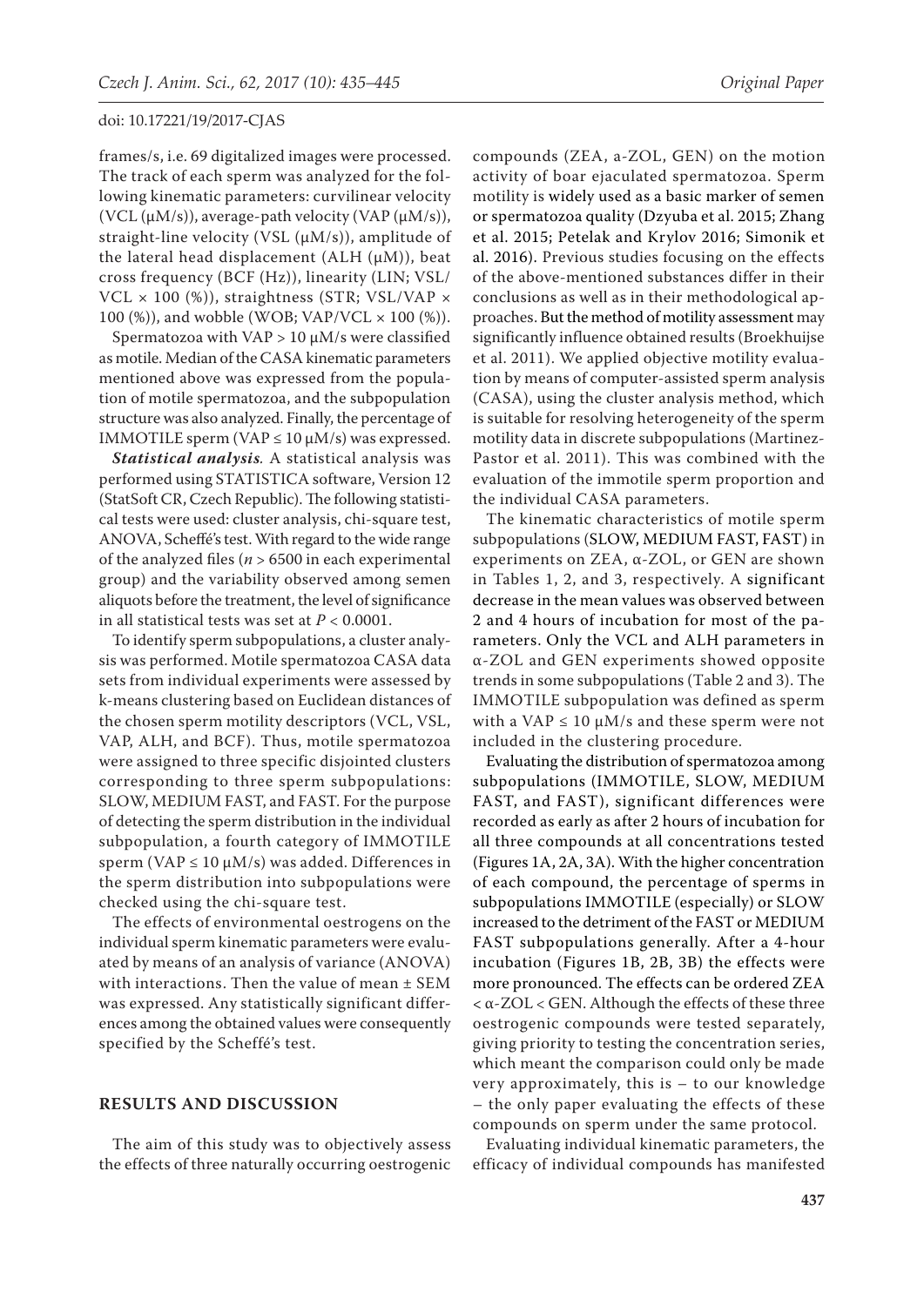frames/s, i.e. 69 digitalized images were processed. The track of each sperm was analyzed for the following kinematic parameters: curvilinear velocity (VCL (μM/s)), average-path velocity (VAP (μM/s)), straight-line velocity (VSL (μM/s)), amplitude of the lateral head displacement (ALH (μM)), beat cross frequency (BCF (Hz)), linearity (LIN; VSL/VCL × 100 (%)), straightness (STR; VSL/VAP × 100 (%)), and wobble (WOB; VAP/VCL × 100 (%)).

Spermatozoa with VAP > 10 μM/s were classified as motile. Median of the CASA kinematic parameters mentioned above was expressed from the population of motile spermatozoa, and the subpopulation structure was also analyzed. Finally, the percentage of IMMOTILE sperm (VAP ≤ 10 μM/s) was expressed.

***Statistical analysis.*** A statistical analysis was performed using STATISTICA software, Version 12 (StatSoft CR, Czech Republic). The following statistical tests were used: cluster analysis, chi-square test, ANOVA, Scheffé's test. With regard to the wide range of the analyzed files ($n$ > 6500 in each experimental group) and the variability observed among semen aliquots before the treatment, the level of significance in all statistical tests was set at $P < 0.0001$.

To identify sperm subpopulations, a cluster analysis was performed. Motile spermatozoa CASA data sets from individual experiments were assessed by k-means clustering based on Euclidean distances of the chosen sperm motility descriptors (VCL, VSL, VAP, ALH, and BCF). Thus, motile spermatozoa were assigned to three specific disjointed clusters corresponding to three sperm subpopulations: SLOW, MEDIUM FAST, and FAST. For the purpose of detecting the sperm distribution in the individual subpopulation, a fourth category of IMMOTILE sperm (VAP ≤ 10 μM/s) was added. Differences in the sperm distribution into subpopulations were checked using the chi-square test.

The effects of environmental oestrogens on the individual sperm kinematic parameters were evaluated by means of an analysis of variance (ANOVA) with interactions. Then the value of mean ± SEM was expressed. Any statistically significant differences among the obtained values were consequently specified by the Scheffé's test.

## RESULTS AND DISCUSSION

The aim of this study was to objectively assess the effects of three naturally occurring oestrogenic compounds (ZEA, a-ZOL, GEN) on the motion activity of boar ejaculated spermatozoa. Sperm motility is widely used as a basic marker of semen or spermatozoa quality (Dzyuba et al. 2015; Zhang et al. 2015; Petelak and Krylov 2016; Simonik et al. 2016). Previous studies focusing on the effects of the above-mentioned substances differ in their conclusions as well as in their methodological approaches. But the method of motility assessment may significantly influence obtained results (Broekhuijse et al. 2011). We applied objective motility evaluation by means of computer-assisted sperm analysis (CASA), using the cluster analysis method, which is suitable for resolving heterogeneity of the sperm motility data in discrete subpopulations (Martinez-Pastor et al. 2011). This was combined with the evaluation of the immotile sperm proportion and the individual CASA parameters.

The kinematic characteristics of motile sperm subpopulations (SLOW, MEDIUM FAST, FAST) in experiments on ZEA, α-ZOL, or GEN are shown in Tables 1, 2, and 3, respectively. A significant decrease in the mean values was observed between 2 and 4 hours of incubation for most of the parameters. Only the VCL and ALH parameters in α-ZOL and GEN experiments showed opposite trends in some subpopulations (Table 2 and 3). The IMMOTILE subpopulation was defined as sperm with a VAP ≤ 10 μM/s and these sperm were not included in the clustering procedure.

Evaluating the distribution of spermatozoa among subpopulations (IMMOTILE, SLOW, MEDIUM FAST, and FAST), significant differences were recorded as early as after 2 hours of incubation for all three compounds at all concentrations tested (Figures 1A, 2A, 3A). With the higher concentration of each compound, the percentage of sperms in subpopulations IMMOTILE (especially) or SLOW increased to the detriment of the FAST or MEDIUM FAST subpopulations generally. After a 4-hour incubation (Figures 1B, 2B, 3B) the effects were more pronounced. The effects can be ordered ZEA < α-ZOL < GEN. Although the effects of these three oestrogenic compounds were tested separately, giving priority to testing the concentration series, which meant the comparison could only be made very approximately, this is – to our knowledge – the only paper evaluating the effects of these compounds on sperm under the same protocol.

Evaluating individual kinematic parameters, the efficacy of individual compounds has manifested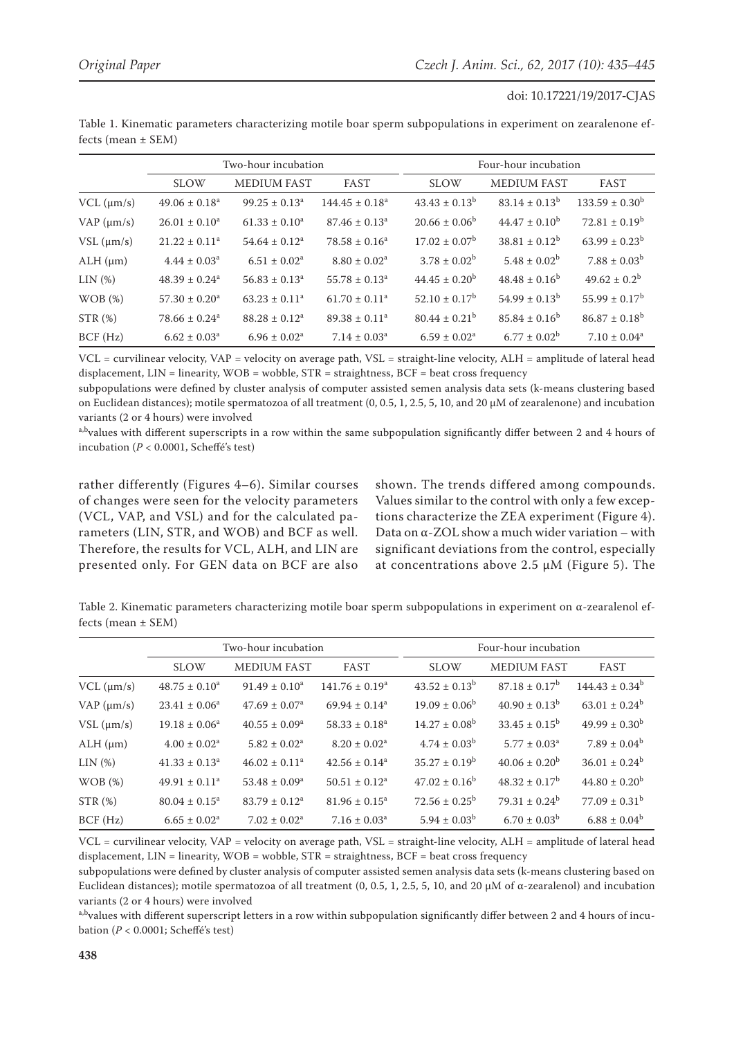Table 1. Kinematic parameters characterizing motile boar sperm subpopulations in experiment on zearalenone effects (mean ± SEM)

| | Two-hour incubation | | | Four-hour incubation | | |
|---|---|---|---|---|---|---|
| | SLOW | MEDIUM FAST | FAST | SLOW | MEDIUM FAST | FAST |
| VCL (μm/s) | 49.06 ± 0.18[a] | 99.25 ± 0.13[a] | 144.45 ± 0.18[a] | 43.43 ± 0.13[b] | 83.14 ± 0.13[b] | 133.59 ± 0.30[b] |
| VAP (μm/s) | 26.01 ± 0.10[a] | 61.33 ± 0.10[a] | 87.46 ± 0.13[a] | 20.66 ± 0.06[b] | 44.47 ± 0.10[b] | 72.81 ± 0.19[b] |
| VSL (μm/s) | 21.22 ± 0.11[a] | 54.64 ± 0.12[a] | 78.58 ± 0.16[a] | 17.02 ± 0.07[b] | 38.81 ± 0.12[b] | 63.99 ± 0.23[b] |
| ALH (μm) | 4.44 ± 0.03[a] | 6.51 ± 0.02[a] | 8.80 ± 0.02[a] | 3.78 ± 0.02[b] | 5.48 ± 0.02[b] | 7.88 ± 0.03[b] |
| LIN (%) | 48.39 ± 0.24[a] | 56.83 ± 0.13[a] | 55.78 ± 0.13[a] | 44.45 ± 0.20[b] | 48.48 ± 0.16[b] | 49.62 ± 0.2[b] |
| WOB (%) | 57.30 ± 0.20[a] | 63.23 ± 0.11[a] | 61.70 ± 0.11[a] | 52.10 ± 0.17[b] | 54.99 ± 0.13[b] | 55.99 ± 0.17[b] |
| STR (%) | 78.66 ± 0.24[a] | 88.28 ± 0.12[a] | 89.38 ± 0.11[a] | 80.44 ± 0.21[b] | 85.84 ± 0.16[b] | 86.87 ± 0.18[b] |
| BCF (Hz) | 6.62 ± 0.03[a] | 6.96 ± 0.02[a] | 7.14 ± 0.03[a] | 6.59 ± 0.02[a] | 6.77 ± 0.02[b] | 7.10 ± 0.04[a] |

VCL = curvilinear velocity, VAP = velocity on average path, VSL = straight-line velocity, ALH = amplitude of lateral head displacement, LIN = linearity, WOB = wobble, STR = straightness, BCF = beat cross frequency

subpopulations were defined by cluster analysis of computer assisted semen analysis data sets (k-means clustering based on Euclidean distances); motile spermatozoa of all treatment (0, 0.5, 1, 2.5, 5, 10, and 20 μM of zearalenone) and incubation variants (2 or 4 hours) were involved

[a,b]values with different superscripts in a row within the same subpopulation significantly differ between 2 and 4 hours of incubation ($P < 0.0001$, Scheffé's test)

rather differently (Figures 4–6). Similar courses of changes were seen for the velocity parameters (VCL, VAP, and VSL) and for the calculated parameters (LIN, STR, and WOB) and BCF as well. Therefore, the results for VCL, ALH, and LIN are presented only. For GEN data on BCF are also shown. The trends differed among compounds. Values similar to the control with only a few exceptions characterize the ZEA experiment (Figure 4). Data on α-ZOL show a much wider variation – with significant deviations from the control, especially at concentrations above 2.5 μM (Figure 5). The

Table 2. Kinematic parameters characterizing motile boar sperm subpopulations in experiment on α-zearalenol effects (mean ± SEM)

| | Two-hour incubation | | | Four-hour incubation | | |
|---|---|---|---|---|---|---|
| | SLOW | MEDIUM FAST | FAST | SLOW | MEDIUM FAST | FAST |
| VCL (μm/s) | 48.75 ± 0.10[a] | 91.49 ± 0.10[a] | 141.76 ± 0.19[a] | 43.52 ± 0.13[b] | 87.18 ± 0.17[b] | 144.43 ± 0.34[b] |
| VAP (μm/s) | 23.41 ± 0.06[a] | 47.69 ± 0.07[a] | 69.94 ± 0.14[a] | 19.09 ± 0.06[b] | 40.90 ± 0.13[b] | 63.01 ± 0.24[b] |
| VSL (μm/s) | 19.18 ± 0.06[a] | 40.55 ± 0.09[a] | 58.33 ± 0.18[a] | 14.27 ± 0.08[b] | 33.45 ± 0.15[b] | 49.99 ± 0.30[b] |
| ALH (μm) | 4.00 ± 0.02[a] | 5.82 ± 0.02[a] | 8.20 ± 0.02[a] | 4.74 ± 0.03[b] | 5.77 ± 0.03[a] | 7.89 ± 0.04[b] |
| LIN (%) | 41.33 ± 0.13[a] | 46.02 ± 0.11[a] | 42.56 ± 0.14[a] | 35.27 ± 0.19[b] | 40.06 ± 0.20[b] | 36.01 ± 0.24[b] |
| WOB (%) | 49.91 ± 0.11[a] | 53.48 ± 0.09[a] | 50.51 ± 0.12[a] | 47.02 ± 0.16[b] | 48.32 ± 0.17[b] | 44.80 ± 0.20[b] |
| STR (%) | 80.04 ± 0.15[a] | 83.79 ± 0.12[a] | 81.96 ± 0.15[a] | 72.56 ± 0.25[b] | 79.31 ± 0.24[b] | 77.09 ± 0.31[b] |
| BCF (Hz) | 6.65 ± 0.02[a] | 7.02 ± 0.02[a] | 7.16 ± 0.03[a] | 5.94 ± 0.03[b] | 6.70 ± 0.03[b] | 6.88 ± 0.04[b] |

VCL = curvilinear velocity, VAP = velocity on average path, VSL = straight-line velocity, ALH = amplitude of lateral head displacement, LIN = linearity, WOB = wobble, STR = straightness, BCF = beat cross frequency

subpopulations were defined by cluster analysis of computer assisted semen analysis data sets (k-means clustering based on Euclidean distances); motile spermatozoa of all treatment (0, 0.5, 1, 2.5, 5, 10, and 20 μM of α-zearalenol) and incubation variants (2 or 4 hours) were involved

[a,b]values with different superscript letters in a row within subpopulation significantly differ between 2 and 4 hours of incubation ($P < 0.0001$; Scheffé's test)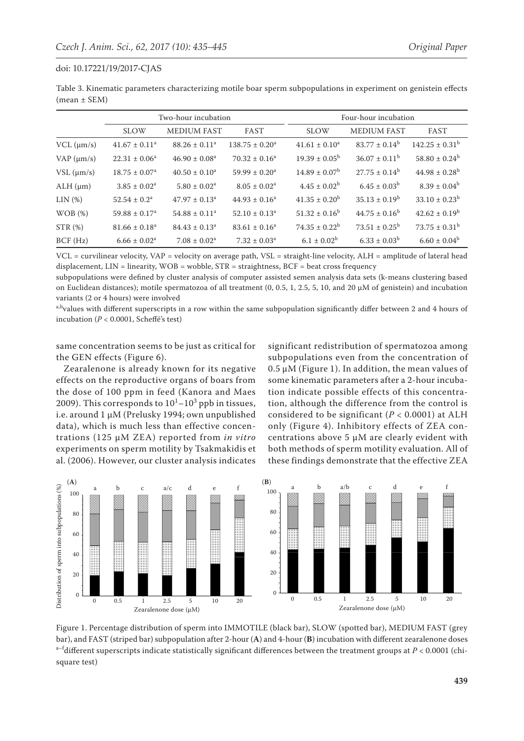Table 3. Kinematic parameters characterizing motile boar sperm subpopulations in experiment on genistein effects (mean ± SEM)

| | Two-hour incubation | | | Four-hour incubation | | |
|---|---|---|---|---|---|---|
| | SLOW | MEDIUM FAST | FAST | SLOW | MEDIUM FAST | FAST |
| VCL (μm/s) | $41.67 \pm 0.11^a$ | $88.26 \pm 0.11^a$ | $138.75 \pm 0.20^a$ | $41.61 \pm 0.10^a$ | $83.77 \pm 0.14^b$ | $142.25 \pm 0.31^b$ |
| VAP (μm/s) | $22.31 \pm 0.06^a$ | $46.90 \pm 0.08^a$ | $70.32 \pm 0.16^a$ | $19.39 \pm 0.05^b$ | $36.07 \pm 0.11^b$ | $58.80 \pm 0.24^b$ |
| VSL (μm/s) | $18.75 \pm 0.07^a$ | $40.50 \pm 0.10^a$ | $59.99 \pm 0.20^a$ | $14.89 \pm 0.07^b$ | $27.75 \pm 0.14^b$ | $44.98 \pm 0.28^b$ |
| ALH (μm) | $3.85 \pm 0.02^a$ | $5.80 \pm 0.02^a$ | $8.05 \pm 0.02^a$ | $4.45 \pm 0.02^b$ | $6.45 \pm 0.03^b$ | $8.39 \pm 0.04^b$ |
| LIN (%) | $52.54 \pm 0.2^a$ | $47.97 \pm 0.13^a$ | $44.93 \pm 0.16^a$ | $41.35 \pm 0.20^b$ | $35.13 \pm 0.19^b$ | $33.10 \pm 0.23^b$ |
| WOB (%) | $59.88 \pm 0.17^a$ | $54.88 \pm 0.11^a$ | $52.10 \pm 0.13^a$ | $51.32 \pm 0.16^b$ | $44.75 \pm 0.16^b$ | $42.62 \pm 0.19^b$ |
| STR (%) | $81.66 \pm 0.18^a$ | $84.43 \pm 0.13^a$ | $83.61 \pm 0.16^a$ | $74.35 \pm 0.22^b$ | $73.51 \pm 0.25^b$ | $73.75 \pm 0.31^b$ |
| BCF (Hz) | $6.66 \pm 0.02^a$ | $7.08 \pm 0.02^a$ | $7.32 \pm 0.03^a$ | $6.1 \pm 0.02^b$ | $6.33 \pm 0.03^b$ | $6.60 \pm 0.04^b$ |

VCL = curvilinear velocity, VAP = velocity on average path, VSL = straight-line velocity, ALH = amplitude of lateral head displacement, LIN = linearity, WOB = wobble, STR = straightness, BCF = beat cross frequency

subpopulations were defined by cluster analysis of computer assisted semen analysis data sets (k-means clustering based on Euclidean distances); motile spermatozoa of all treatment (0, 0.5, 1, 2.5, 5, 10, and 20 μM of genistein) and incubation variants (2 or 4 hours) were involved

[a,b]values with different superscripts in a row within the same subpopulation significantly differ between 2 and 4 hours of incubation ($P < 0.0001$, Scheffé's test)

same concentration seems to be just as critical for the GEN effects (Figure 6).

Zearalenone is already known for its negative effects on the reproductive organs of boars from the dose of 100 ppm in feed (Kanora and Maes 2009). This corresponds to $10^1$–$10^3$ ppb in tissues, i.e. around 1 μM (Prelusky 1994; own unpublished data), which is much less than effective concentrations (125 μM ZEA) reported from *in vitro* experiments on sperm motility by Tsakmakidis et al. (2006). However, our cluster analysis indicates significant redistribution of spermatozoa among subpopulations even from the concentration of 0.5 μM (Figure 1). In addition, the mean values of some kinematic parameters after a 2-hour incubation indicate possible effects of this concentration, although the difference from the control is considered to be significant ($P < 0.0001$) at ALH only (Figure 4). Inhibitory effects of ZEA concentrations above 5 μM are clearly evident with both methods of sperm motility evaluation. All of these findings demonstrate that the effective ZEA

Figure 1. Percentage distribution of sperm into IMMOTILE (black bar), SLOW (spotted bar), MEDIUM FAST (grey bar), and FAST (striped bar) subpopulation after 2-hour (**A**) and 4-hour (**B**) incubation with different zearalenone doses
[a–f]different superscripts indicate statistically significant differences between the treatment groups at $P < 0.0001$ (chi-square test)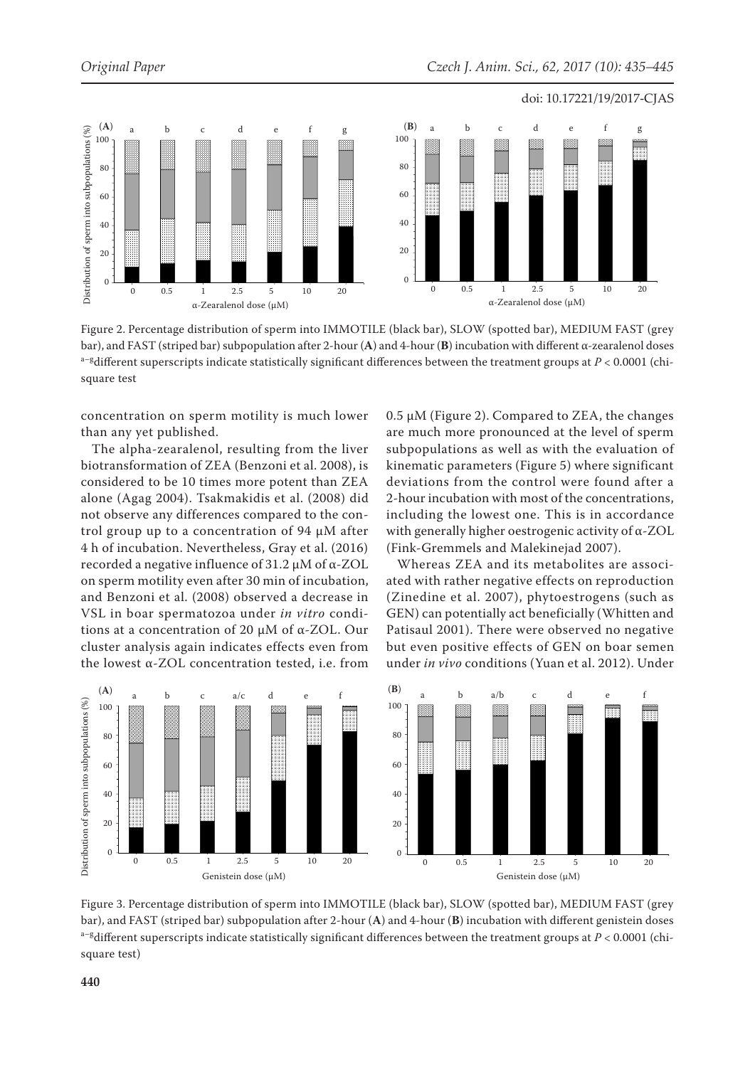Figure 2. Percentage distribution of sperm into IMMOTILE (black bar), SLOW (spotted bar), MEDIUM FAST (grey bar), and FAST (striped bar) subpopulation after 2-hour (**A**) and 4-hour (**B**) incubation with different α-zearalenol doses
[a–g]different superscripts indicate statistically significant differences between the treatment groups at $P < 0.0001$ (chi-square test

concentration on sperm motility is much lower than any yet published.

The alpha-zearalenol, resulting from the liver biotransformation of ZEA (Benzoni et al. 2008), is considered to be 10 times more potent than ZEA alone (Agag 2004). Tsakmakidis et al. (2008) did not observe any differences compared to the control group up to a concentration of 94 μM after 4 h of incubation. Nevertheless, Gray et al. (2016) recorded a negative influence of 31.2 μM of α-ZOL on sperm motility even after 30 min of incubation, and Benzoni et al. (2008) observed a decrease in VSL in boar spermatozoa under *in vitro* conditions at a concentration of 20 μM of α-ZOL. Our cluster analysis again indicates effects even from the lowest α-ZOL concentration tested, i.e. from 0.5 μM (Figure 2). Compared to ZEA, the changes are much more pronounced at the level of sperm subpopulations as well as with the evaluation of kinematic parameters (Figure 5) where significant deviations from the control were found after a 2-hour incubation with most of the concentrations, including the lowest one. This is in accordance with generally higher oestrogenic activity of α-ZOL (Fink-Gremmels and Malekinejad 2007).

Whereas ZEA and its metabolites are associated with rather negative effects on reproduction (Zinedine et al. 2007), phytoestrogens (such as GEN) can potentially act beneficially (Whitten and Patisaul 2001). There were observed no negative but even positive effects of GEN on boar semen under *in vivo* conditions (Yuan et al. 2012). Under

Figure 3. Percentage distribution of sperm into IMMOTILE (black bar), SLOW (spotted bar), MEDIUM FAST (grey bar), and FAST (striped bar) subpopulation after 2-hour (**A**) and 4-hour (**B**) incubation with different genistein doses
[a–g]different superscripts indicate statistically significant differences between the treatment groups at $P < 0.0001$ (chi-square test)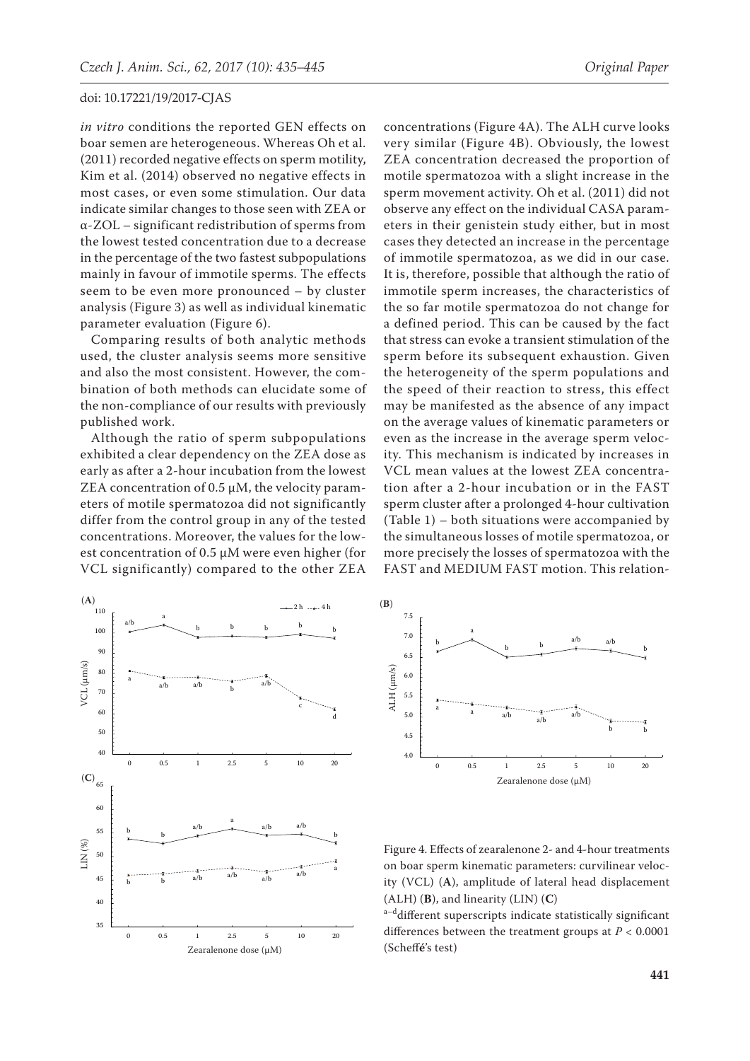*in vitro* conditions the reported GEN effects on boar semen are heterogeneous. Whereas Oh et al. (2011) recorded negative effects on sperm motility, Kim et al. (2014) observed no negative effects in most cases, or even some stimulation. Our data indicate similar changes to those seen with ZEA or α-ZOL – significant redistribution of sperms from the lowest tested concentration due to a decrease in the percentage of the two fastest subpopulations mainly in favour of immotile sperms. The effects seem to be even more pronounced – by cluster analysis (Figure 3) as well as individual kinematic parameter evaluation (Figure 6).

Comparing results of both analytic methods used, the cluster analysis seems more sensitive and also the most consistent. However, the combination of both methods can elucidate some of the non-compliance of our results with previously published work.

Although the ratio of sperm subpopulations exhibited a clear dependency on the ZEA dose as early as after a 2-hour incubation from the lowest ZEA concentration of 0.5 µM, the velocity parameters of motile spermatozoa did not significantly differ from the control group in any of the tested concentrations. Moreover, the values for the lowest concentration of 0.5 µM were even higher (for VCL significantly) compared to the other ZEA concentrations (Figure 4A). The ALH curve looks very similar (Figure 4B). Obviously, the lowest ZEA concentration decreased the proportion of motile spermatozoa with a slight increase in the sperm movement activity. Oh et al. (2011) did not observe any effect on the individual CASA parameters in their genistein study either, but in most cases they detected an increase in the percentage of immotile spermatozoa, as we did in our case. It is, therefore, possible that although the ratio of immotile sperm increases, the characteristics of the so far motile spermatozoa do not change for a defined period. This can be caused by the fact that stress can evoke a transient stimulation of the sperm before its subsequent exhaustion. Given the heterogeneity of the sperm populations and the speed of their reaction to stress, this effect may be manifested as the absence of any impact on the average values of kinematic parameters or even as the increase in the average sperm velocity. This mechanism is indicated by increases in VCL mean values at the lowest ZEA concentration after a 2-hour incubation or in the FAST sperm cluster after a prolonged 4-hour cultivation (Table 1) – both situations were accompanied by the simultaneous losses of motile spermatozoa, or more precisely the losses of spermatozoa with the FAST and MEDIUM FAST motion. This relation-

Figure 4. Effects of zearalenone 2- and 4-hour treatments on boar sperm kinematic parameters: curvilinear velocity (VCL) (**A**), amplitude of lateral head displacement (ALH) (**B**), and linearity (LIN) (**C**)

[a–d]different superscripts indicate statistically significant differences between the treatment groups at $P < 0.0001$ (Scheffé's test)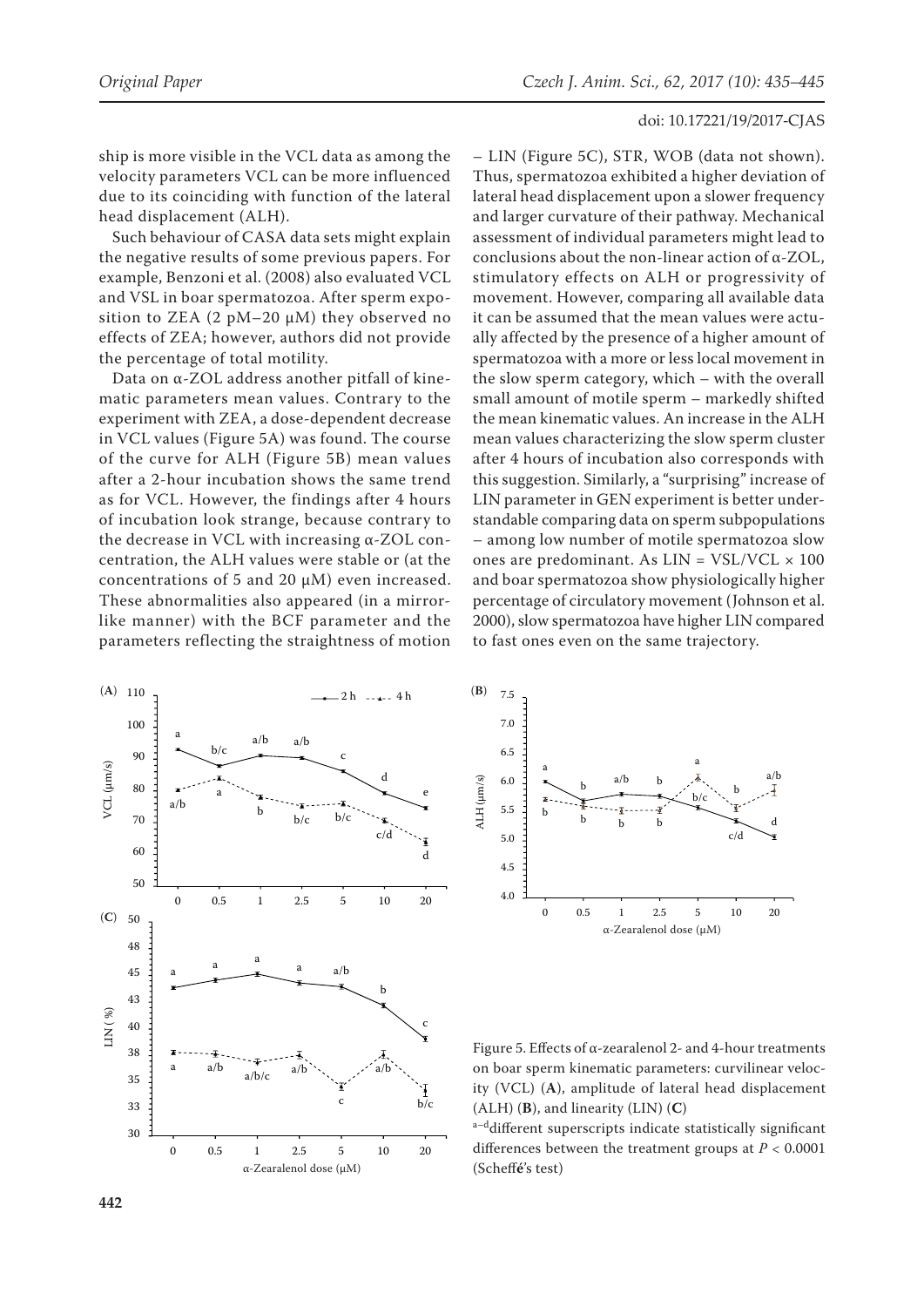ship is more visible in the VCL data as among the velocity parameters VCL can be more influenced due to its coinciding with function of the lateral head displacement (ALH).

Such behaviour of CASA data sets might explain the negative results of some previous papers. For example, Benzoni et al. (2008) also evaluated VCL and VSL in boar spermatozoa. After sperm exposition to ZEA (2 pM–20 μM) they observed no effects of ZEA; however, authors did not provide the percentage of total motility.

Data on α-ZOL address another pitfall of kinematic parameters mean values. Contrary to the experiment with ZEA, a dose-dependent decrease in VCL values (Figure 5A) was found. The course of the curve for ALH (Figure 5B) mean values after a 2-hour incubation shows the same trend as for VCL. However, the findings after 4 hours of incubation look strange, because contrary to the decrease in VCL with increasing α-ZOL concentration, the ALH values were stable or (at the concentrations of 5 and 20 μM) even increased. These abnormalities also appeared (in a mirror-like manner) with the BCF parameter and the parameters reflecting the straightness of motion – LIN (Figure 5C), STR, WOB (data not shown). Thus, spermatozoa exhibited a higher deviation of lateral head displacement upon a slower frequency and larger curvature of their pathway. Mechanical assessment of individual parameters might lead to conclusions about the non-linear action of α-ZOL, stimulatory effects on ALH or progressivity of movement. However, comparing all available data it can be assumed that the mean values were actually affected by the presence of a higher amount of spermatozoa with a more or less local movement in the slow sperm category, which – with the overall small amount of motile sperm – markedly shifted the mean kinematic values. An increase in the ALH mean values characterizing the slow sperm cluster after 4 hours of incubation also corresponds with this suggestion. Similarly, a "surprising" increase of LIN parameter in GEN experiment is better understandable comparing data on sperm subpopulations – among low number of motile spermatozoa slow ones are predominant. As LIN = VSL/VCL × 100 and boar spermatozoa show physiologically higher percentage of circulatory movement (Johnson et al. 2000), slow spermatozoa have higher LIN compared to fast ones even on the same trajectory.

Figure 5. Effects of α-zearalenol 2- and 4-hour treatments on boar sperm kinematic parameters: curvilinear velocity (VCL) (**A**), amplitude of lateral head displacement (ALH) (**B**), and linearity (LIN) (**C**)

[a–d]different superscripts indicate statistically significant differences between the treatment groups at $P < 0.0001$ (Scheffé's test)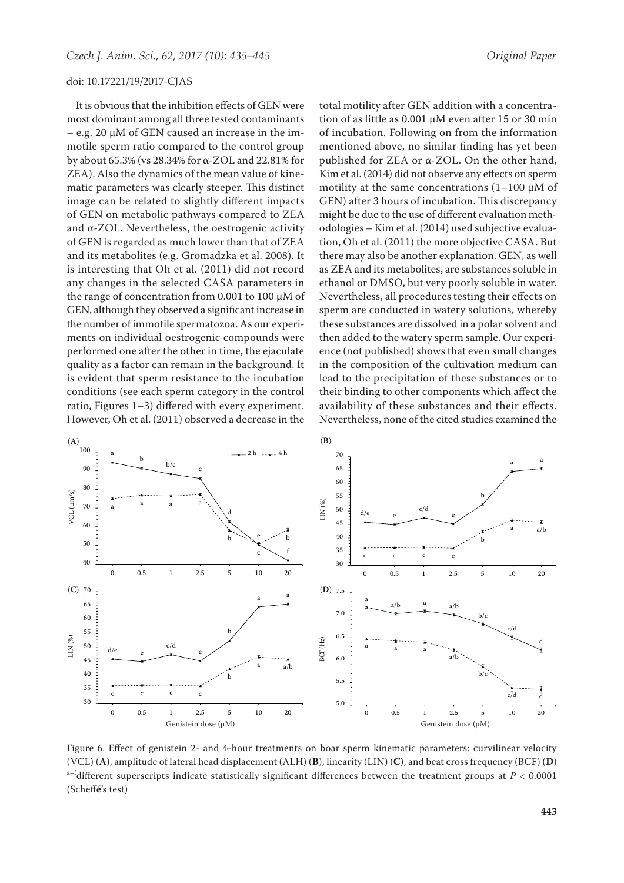It is obvious that the inhibition effects of GEN were most dominant among all three tested contaminants – e.g. 20 μM of GEN caused an increase in the immotile sperm ratio compared to the control group by about 65.3% (vs 28.34% for α-ZOL and 22.81% for ZEA). Also the dynamics of the mean value of kinematic parameters was clearly steeper. This distinct image can be related to slightly different impacts of GEN on metabolic pathways compared to ZEA and α-ZOL. Nevertheless, the oestrogenic activity of GEN is regarded as much lower than that of ZEA and its metabolites (e.g. Gromadzka et al. 2008). It is interesting that Oh et al. (2011) did not record any changes in the selected CASA parameters in the range of concentration from 0.001 to 100 μM of GEN, although they observed a significant increase in the number of immotile spermatozoa. As our experiments on individual oestrogenic compounds were performed one after the other in time, the ejaculate quality as a factor can remain in the background. It is evident that sperm resistance to the incubation conditions (see each sperm category in the control ratio, Figures 1–3) differed with every experiment. However, Oh et al. (2011) observed a decrease in the total motility after GEN addition with a concentration of as little as 0.001 μM even after 15 or 30 min of incubation. Following on from the information mentioned above, no similar finding has yet been published for ZEA or α-ZOL. On the other hand, Kim et al. (2014) did not observe any effects on sperm motility at the same concentrations (1–100 μM of GEN) after 3 hours of incubation. This discrepancy might be due to the use of different evaluation methodologies – Kim et al. (2014) used subjective evaluation, Oh et al. (2011) the more objective CASA. But there may also be another explanation. GEN, as well as ZEA and its metabolites, are substances soluble in ethanol or DMSO, but very poorly soluble in water. Nevertheless, all procedures testing their effects on sperm are conducted in watery solutions, whereby these substances are dissolved in a polar solvent and then added to the watery sperm sample. Our experience (not published) shows that even small changes in the composition of the cultivation medium can lead to the precipitation of these substances or to their binding to other components which affect the availability of these substances and their effects. Nevertheless, none of the cited studies examined the

Figure 6. Effect of genistein 2- and 4-hour treatments on boar sperm kinematic parameters: curvilinear velocity (VCL) (**A**), amplitude of lateral head displacement (ALH) (**B**), linearity (LIN) (**C**), and beat cross frequency (BCF) (**D**)
[a–f]different superscripts indicate statistically significant differences between the treatment groups at $P < 0.0001$ (Scheffé's test)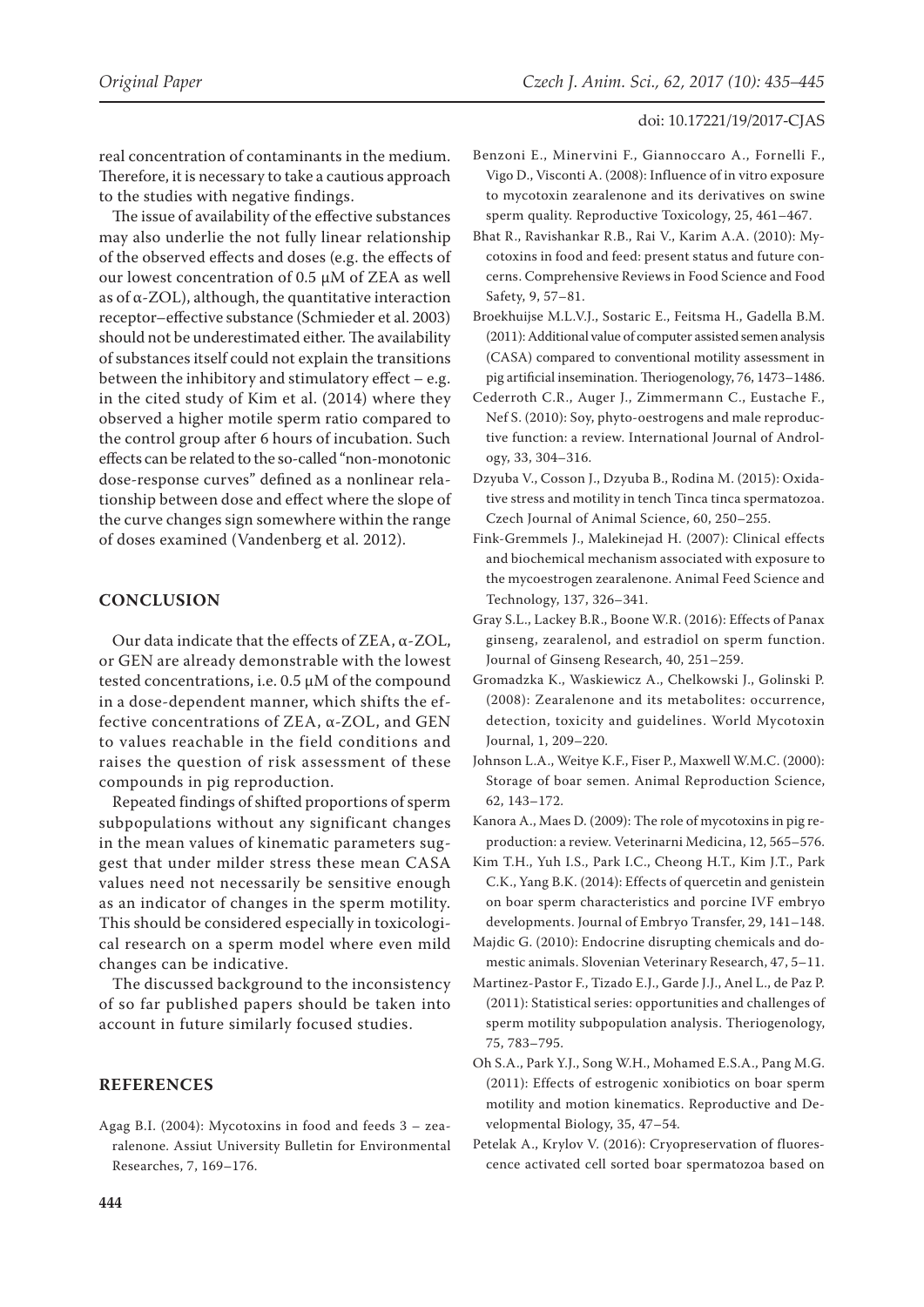real concentration of contaminants in the medium. Therefore, it is necessary to take a cautious approach to the studies with negative findings.

The issue of availability of the effective substances may also underlie the not fully linear relationship of the observed effects and doses (e.g. the effects of our lowest concentration of 0.5 µM of ZEA as well as of α-ZOL), although, the quantitative interaction receptor–effective substance (Schmieder et al. 2003) should not be underestimated either. The availability of substances itself could not explain the transitions between the inhibitory and stimulatory effect – e.g. in the cited study of Kim et al. (2014) where they observed a higher motile sperm ratio compared to the control group after 6 hours of incubation. Such effects can be related to the so-called "non-monotonic dose-response curves" defined as a nonlinear relationship between dose and effect where the slope of the curve changes sign somewhere within the range of doses examined (Vandenberg et al. 2012).

## CONCLUSION

Our data indicate that the effects of ZEA, α-ZOL, or GEN are already demonstrable with the lowest tested concentrations, i.e. 0.5 µM of the compound in a dose-dependent manner, which shifts the effective concentrations of ZEA, α-ZOL, and GEN to values reachable in the field conditions and raises the question of risk assessment of these compounds in pig reproduction.

Repeated findings of shifted proportions of sperm subpopulations without any significant changes in the mean values of kinematic parameters suggest that under milder stress these mean CASA values need not necessarily be sensitive enough as an indicator of changes in the sperm motility. This should be considered especially in toxicological research on a sperm model where even mild changes can be indicative.

The discussed background to the inconsistency of so far published papers should be taken into account in future similarly focused studies.

## REFERENCES

Agag B.I. (2004): Mycotoxins in food and feeds 3 – zearalenone. Assiut University Bulletin for Environmental Researches, 7, 169–176.

Benzoni E., Minervini F., Giannoccaro A., Fornelli F., Vigo D., Visconti A. (2008): Influence of in vitro exposure to mycotoxin zearalenone and its derivatives on swine sperm quality. Reproductive Toxicology, 25, 461–467.

Bhat R., Ravishankar R.B., Rai V., Karim A.A. (2010): Mycotoxins in food and feed: present status and future concerns. Comprehensive Reviews in Food Science and Food Safety, 9, 57–81.

Broekhuijse M.L.V.J., Sostaric E., Feitsma H., Gadella B.M. (2011): Additional value of computer assisted semen analysis (CASA) compared to conventional motility assessment in pig artificial insemination. Theriogenology, 76, 1473–1486.

Cederroth C.R., Auger J., Zimmermann C., Eustache F., Nef S. (2010): Soy, phyto-oestrogens and male reproductive function: a review. International Journal of Andrology, 33, 304–316.

Dzyuba V., Cosson J., Dzyuba B., Rodina M. (2015): Oxidative stress and motility in tench Tinca tinca spermatozoa. Czech Journal of Animal Science, 60, 250–255.

Fink-Gremmels J., Malekinejad H. (2007): Clinical effects and biochemical mechanism associated with exposure to the mycoestrogen zearalenone. Animal Feed Science and Technology, 137, 326–341.

Gray S.L., Lackey B.R., Boone W.R. (2016): Effects of Panax ginseng, zearalenol, and estradiol on sperm function. Journal of Ginseng Research, 40, 251–259.

Gromadzka K., Waskiewicz A., Chelkowski J., Golinski P. (2008): Zearalenone and its metabolites: occurrence, detection, toxicity and guidelines. World Mycotoxin Journal, 1, 209–220.

Johnson L.A., Weitye K.F., Fiser P., Maxwell W.M.C. (2000): Storage of boar semen. Animal Reproduction Science, 62, 143–172.

Kanora A., Maes D. (2009): The role of mycotoxins in pig reproduction: a review. Veterinarni Medicina, 12, 565–576.

Kim T.H., Yuh I.S., Park I.C., Cheong H.T., Kim J.T., Park C.K., Yang B.K. (2014): Effects of quercetin and genistein on boar sperm characteristics and porcine IVF embryo developments. Journal of Embryo Transfer, 29, 141–148.

Majdic G. (2010): Endocrine disrupting chemicals and domestic animals. Slovenian Veterinary Research, 47, 5–11.

Martinez-Pastor F., Tizado E.J., Garde J.J., Anel L., de Paz P. (2011): Statistical series: opportunities and challenges of sperm motility subpopulation analysis. Theriogenology, 75, 783–795.

Oh S.A., Park Y.J., Song W.H., Mohamed E.S.A., Pang M.G. (2011): Effects of estrogenic xonibiotics on boar sperm motility and motion kinematics. Reproductive and Developmental Biology, 35, 47–54.

Petelak A., Krylov V. (2016): Cryopreservation of fluorescence activated cell sorted boar spermatozoa based on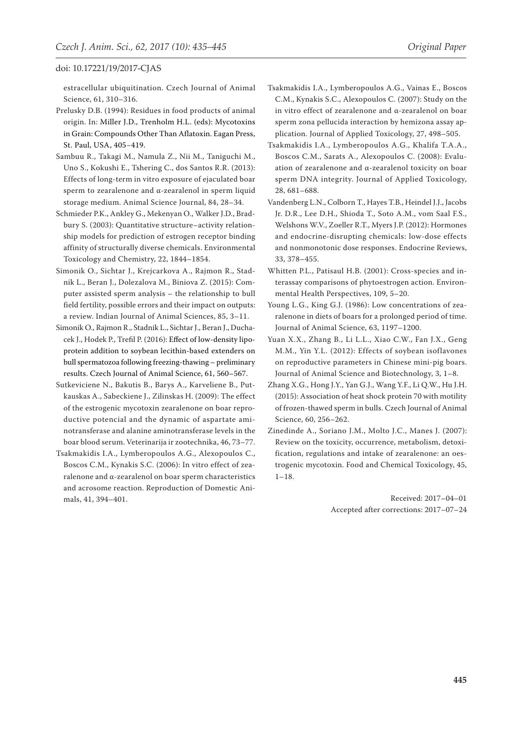estracellular ubiquitination. Czech Journal of Animal Science, 61, 310–316.

Prelusky D.B. (1994): Residues in food products of animal origin. In: Miller J.D., Trenholm H.L. (eds): Mycotoxins in Grain: Compounds Other Than Aflatoxin. Eagan Press, St. Paul, USA, 405–419.

Sambuu R., Takagi M., Namula Z., Nii M., Taniguchi M., Uno S., Kokushi E., Tshering C., dos Santos R.R. (2013): Effects of long-term in vitro exposure of ejaculated boar sperm to zearalenone and α-zearalenol in sperm liquid storage medium. Animal Science Journal, 84, 28–34.

Schmieder P.K., Ankley G., Mekenyan O., Walker J.D., Bradbury S. (2003): Quantitative structure–activity relationship models for prediction of estrogen receptor binding affinity of structurally diverse chemicals. Environmental Toxicology and Chemistry, 22, 1844–1854.

Simonik O., Sichtar J., Krejcarkova A., Rajmon R., Stadnik L., Beran J., Dolezalova M., Biniova Z. (2015): Computer assisted sperm analysis – the relationship to bull field fertility, possible errors and their impact on outputs: a review. Indian Journal of Animal Sciences, 85, 3–11.

Simonik O., Rajmon R., Stadnik L., Sichtar J., Beran J., Duchacek J., Hodek P., Trefil P. (2016): Effect of low-density lipoprotein addition to soybean lecithin-based extenders on bull spermatozoa following freezing-thawing – preliminary results. Czech Journal of Animal Science, 61, 560–567.

Sutkeviciene N., Bakutis B., Barys A., Karveliene B., Putkauskas A., Sabeckiene J., Zilinskas H. (2009): The effect of the estrogenic mycotoxin zearalenone on boar reproductive potencial and the dynamic of aspartate aminotransferase and alanine aminotransferase levels in the boar blood serum. Veterinarija ir zootechnika, 46, 73–77.

Tsakmakidis I.A., Lymberopoulos A.G., Alexopoulos C., Boscos C.M., Kynakis S.C. (2006): In vitro effect of zearalenone and α-zearalenol on boar sperm characteristics and acrosome reaction. Reproduction of Domestic Animals, 41, 394–401.

Tsakmakidis I.A., Lymberopoulos A.G., Vainas E., Boscos C.M., Kynakis S.C., Alexopoulos C. (2007): Study on the in vitro effect of zearalenone and α-zearalenol on boar sperm zona pellucida interaction by hemizona assay application. Journal of Applied Toxicology, 27, 498–505.

Tsakmakidis I.A., Lymberopoulos A.G., Khalifa T.A.A., Boscos C.M., Sarats A., Alexopoulos C. (2008): Evaluation of zearalenone and α-zearalenol toxicity on boar sperm DNA integrity. Journal of Applied Toxicology, 28, 681–688.

Vandenberg L.N., Colborn T., Hayes T.B., Heindel J.J., Jacobs Jr. D.R., Lee D.H., Shioda T., Soto A.M., vom Saal F.S., Welshons W.V., Zoeller R.T., Myers J.P. (2012): Hormones and endocrine-disrupting chemicals: low-dose effects and nonmonotonic dose responses. Endocrine Reviews, 33, 378–455.

Whitten P.L., Patisaul H.B. (2001): Cross-species and interassay comparisons of phytoestrogen action. Environmental Health Perspectives, 109, 5–20.

Young L.G., King G.J. (1986): Low concentrations of zearalenone in diets of boars for a prolonged period of time. Journal of Animal Science, 63, 1197–1200.

Yuan X.X., Zhang B., Li L.L., Xiao C.W., Fan J.X., Geng M.M., Yin Y.L. (2012): Effects of soybean isoflavones on reproductive parameters in Chinese mini-pig boars. Journal of Animal Science and Biotechnology, 3, 1–8.

Zhang X.G., Hong J.Y., Yan G.J., Wang Y.F., Li Q.W., Hu J.H. (2015): Association of heat shock protein 70 with motility of frozen-thawed sperm in bulls. Czech Journal of Animal Science, 60, 256–262.

Zinedinde A., Soriano J.M., Molto J.C., Manes J. (2007): Review on the toxicity, occurrence, metabolism, detoxification, regulations and intake of zearalenone: an oestrogenic mycotoxin. Food and Chemical Toxicology, 45, 1–18.

Received: 2017–04–01
Accepted after corrections: 2017–07–24